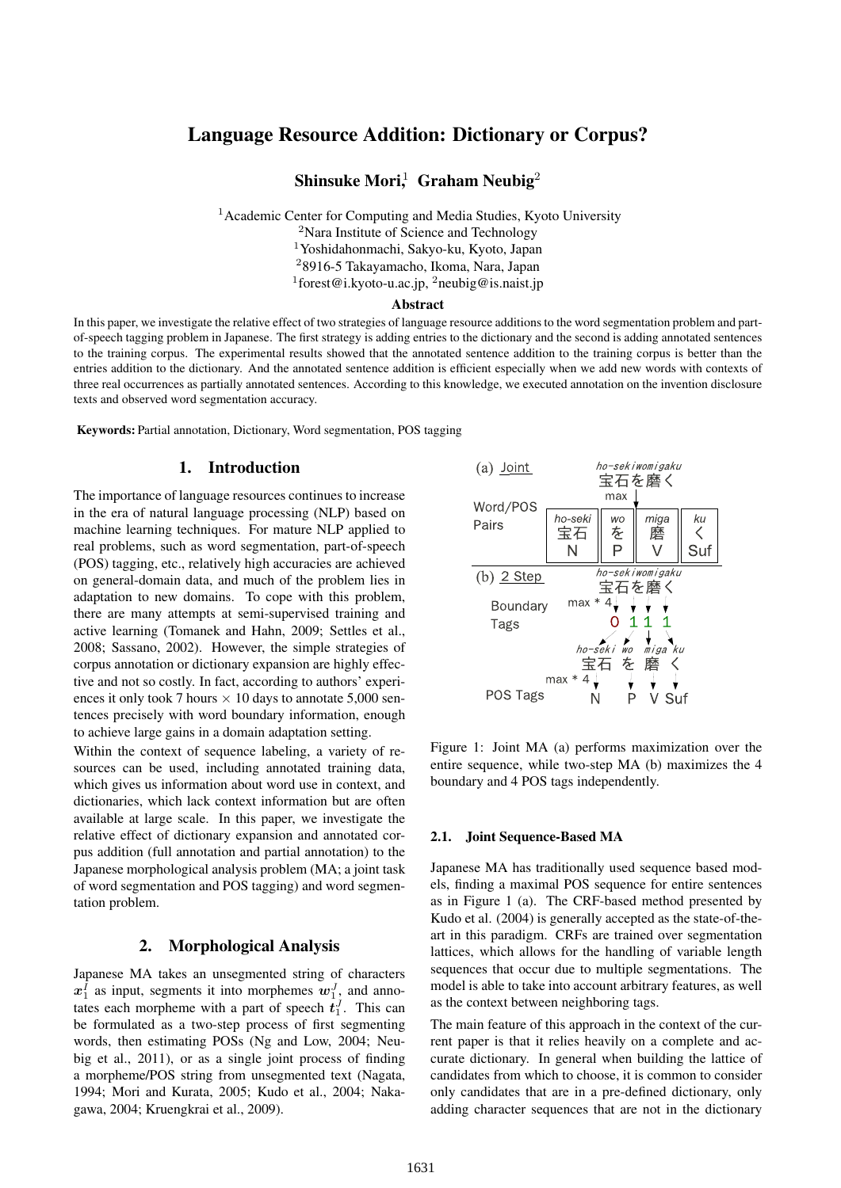# Language Resource Addition: Dictionary or Corpus?

**Shinsuke Mori,[1] Graham Neubig[2]**

[1]Academic Center for Computing and Media Studies, Kyoto University
[2]Nara Institute of Science and Technology
[1]Yoshidahonmachi, Sakyo-ku, Kyoto, Japan
[2]8916-5 Takayamacho, Ikoma, Nara, Japan
[1]forest@i.kyoto-u.ac.jp, [2]neubig@is.naist.jp

### Abstract

In this paper, we investigate the relative effect of two strategies of language resource additions to the word segmentation problem and part-of-speech tagging problem in Japanese. The first strategy is adding entries to the dictionary and the second is adding annotated sentences to the training corpus. The experimental results showed that the annotated sentence addition to the training corpus is better than the entries addition to the dictionary. And the annotated sentence addition is efficient especially when we add new words with contexts of three real occurrences as partially annotated sentences. According to this knowledge, we executed annotation on the invention disclosure texts and observed word segmentation accuracy.

**Keywords:** Partial annotation, Dictionary, Word segmentation, POS tagging

## 1. Introduction

The importance of language resources continues to increase in the era of natural language processing (NLP) based on machine learning techniques. For mature NLP applied to real problems, such as word segmentation, part-of-speech (POS) tagging, etc., relatively high accuracies are achieved on general-domain data, and much of the problem lies in adaptation to new domains. To cope with this problem, there are many attempts at semi-supervised training and active learning (Tomanek and Hahn, 2009; Settles et al., 2008; Sassano, 2002). However, the simple strategies of corpus annotation or dictionary expansion are highly effective and not so costly. In fact, according to authors' experiences it only took 7 hours × 10 days to annotate 5,000 sentences precisely with word boundary information, enough to achieve large gains in a domain adaptation setting.

Within the context of sequence labeling, a variety of resources can be used, including annotated training data, which gives us information about word use in context, and dictionaries, which lack context information but are often available at large scale. In this paper, we investigate the relative effect of dictionary expansion and annotated corpus addition (full annotation and partial annotation) to the Japanese morphological analysis problem (MA; a joint task of word segmentation and POS tagging) and word segmentation problem.

## 2. Morphological Analysis

Japanese MA takes an unsegmented string of characters $x_1^I$ as input, segments it into morphemes $w_1^J$, and annotates each morpheme with a part of speech $t_1^J$. This can be formulated as a two-step process of first segmenting words, then estimating POSs (Ng and Low, 2004; Neubig et al., 2011), or as a single joint process of finding a morpheme/POS string from unsegmented text (Nagata, 1994; Mori and Kurata, 2005; Kudo et al., 2004; Nakagawa, 2004; Kruengkrai et al., 2009).

Figure 1: Joint MA (a) performs maximization over the entire sequence, while two-step MA (b) maximizes the 4 boundary and 4 POS tags independently.

### 2.1. Joint Sequence-Based MA

Japanese MA has traditionally used sequence based models, finding a maximal POS sequence for entire sentences as in Figure 1 (a). The CRF-based method presented by Kudo et al. (2004) is generally accepted as the state-of-the-art in this paradigm. CRFs are trained over segmentation lattices, which allows for the handling of variable length sequences that occur due to multiple segmentations. The model is able to take into account arbitrary features, as well as the context between neighboring tags.

The main feature of this approach in the context of the current paper is that it relies heavily on a complete and accurate dictionary. In general when building the lattice of candidates from which to choose, it is common to consider only candidates that are in a pre-defined dictionary, only adding character sequences that are not in the dictionary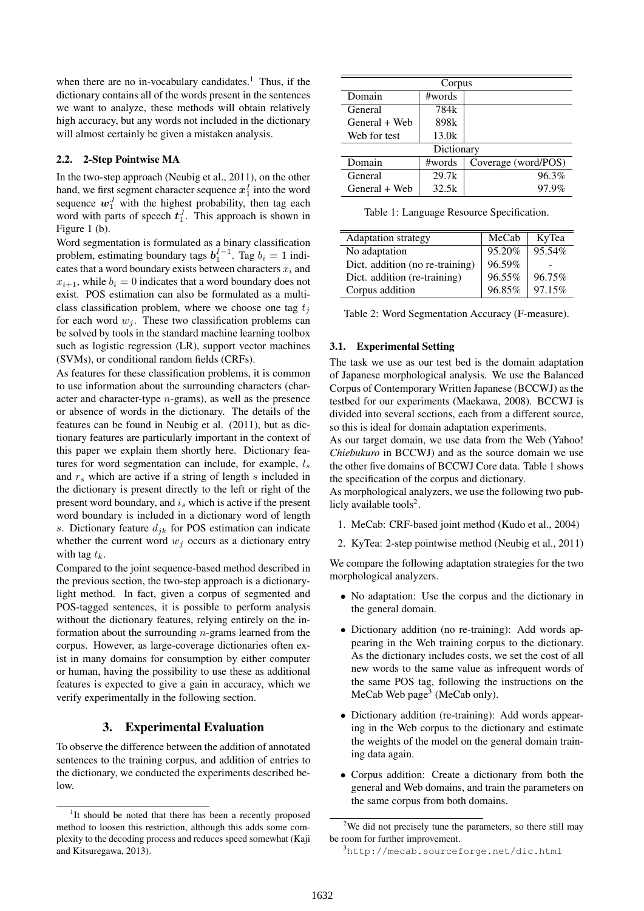when there are no in-vocabulary candidates.[1] Thus, if the dictionary contains all of the words present in the sentences we want to analyze, these methods will obtain relatively high accuracy, but any words not included in the dictionary will almost certainly be given a mistaken analysis.

### 2.2. 2-Step Pointwise MA

In the two-step approach (Neubig et al., 2011), on the other hand, we first segment character sequence $\boldsymbol{x}_1^I$ into the word sequence $\boldsymbol{w}_1^J$ with the highest probability, then tag each word with parts of speech $\boldsymbol{t}_1^J$. This approach is shown in Figure 1 (b).

Word segmentation is formulated as a binary classification problem, estimating boundary tags $\boldsymbol{b}_1^{I-1}$. Tag $b_i = 1$ indicates that a word boundary exists between characters $x_i$ and $x_{i+1}$, while $b_i = 0$ indicates that a word boundary does not exist. POS estimation can also be formulated as a multi-class classification problem, where we choose one tag $t_j$ for each word $w_j$. These two classification problems can be solved by tools in the standard machine learning toolbox such as logistic regression (LR), support vector machines (SVMs), or conditional random fields (CRFs).

As features for these classification problems, it is common to use information about the surrounding characters (character and character-type $n$-grams), as well as the presence or absence of words in the dictionary. The details of the features can be found in Neubig et al. (2011), but as dictionary features are particularly important in the context of this paper we explain them shortly here. Dictionary features for word segmentation can include, for example, $l_s$ and $r_s$ which are active if a string of length $s$ included in the dictionary is present directly to the left or right of the present word boundary, and $i_s$ which is active if the present word boundary is included in a dictionary word of length $s$. Dictionary feature $d_{jk}$ for POS estimation can indicate whether the current word $w_j$ occurs as a dictionary entry with tag $t_k$.

Compared to the joint sequence-based method described in the previous section, the two-step approach is a dictionary-light method. In fact, given a corpus of segmented and POS-tagged sentences, it is possible to perform analysis without the dictionary features, relying entirely on the information about the surrounding $n$-grams learned from the corpus. However, as large-coverage dictionaries often exist in many domains for consumption by either computer or human, having the possibility to use these as additional features is expected to give a gain in accuracy, which we verify experimentally in the following section.

## 3. Experimental Evaluation

To observe the difference between the addition of annotated sentences to the training corpus, and addition of entries to the dictionary, we conducted the experiments described below.

[1] It should be noted that there has been a recently proposed method to loosen this restriction, although this adds some complexity to the decoding process and reduces speed somewhat (Kaji and Kitsuregawa, 2013).

| Corpus | | |
|---|---|---|
| Domain | #words | |
| General | 784k | |
| General + Web | 898k | |
| Web for test | 13.0k | |
| **Dictionary** | | |
| Domain | #words | Coverage (word/POS) |
| General | 29.7k | 96.3% |
| General + Web | 32.5k | 97.9% |

Table 1: Language Resource Specification.

| Adaptation strategy | MeCab | KyTea |
|---|---|---|
| No adaptation | 95.20% | 95.54% |
| Dict. addition (no re-training) | 96.59% | - |
| Dict. addition (re-training) | 96.55% | 96.75% |
| Corpus addition | 96.85% | 97.15% |

Table 2: Word Segmentation Accuracy (F-measure).

### 3.1. Experimental Setting

The task we use as our test bed is the domain adaptation of Japanese morphological analysis. We use the Balanced Corpus of Contemporary Written Japanese (BCCWJ) as the testbed for our experiments (Maekawa, 2008). BCCWJ is divided into several sections, each from a different source, so this is ideal for domain adaptation experiments.

As our target domain, we use data from the Web (Yahoo! *Chiebukuro* in BCCWJ) and as the source domain we use the other five domains of BCCWJ Core data. Table 1 shows the specification of the corpus and dictionary.

As morphological analyzers, we use the following two publicly available tools[2].

1. MeCab: CRF-based joint method (Kudo et al., 2004)
2. KyTea: 2-step pointwise method (Neubig et al., 2011)

We compare the following adaptation strategies for the two morphological analyzers.

- No adaptation: Use the corpus and the dictionary in the general domain.
- Dictionary addition (no re-training): Add words appearing in the Web training corpus to the dictionary. As the dictionary includes costs, we set the cost of all new words to the same value as infrequent words of the same POS tag, following the instructions on the MeCab Web page[3] (MeCab only).
- Dictionary addition (re-training): Add words appearing in the Web corpus to the dictionary and estimate the weights of the model on the general domain training data again.
- Corpus addition: Create a dictionary from both the general and Web domains, and train the parameters on the same corpus from both domains.

[2] We did not precisely tune the parameters, so there still may be room for further improvement.

[3] http://mecab.sourceforge.net/dic.html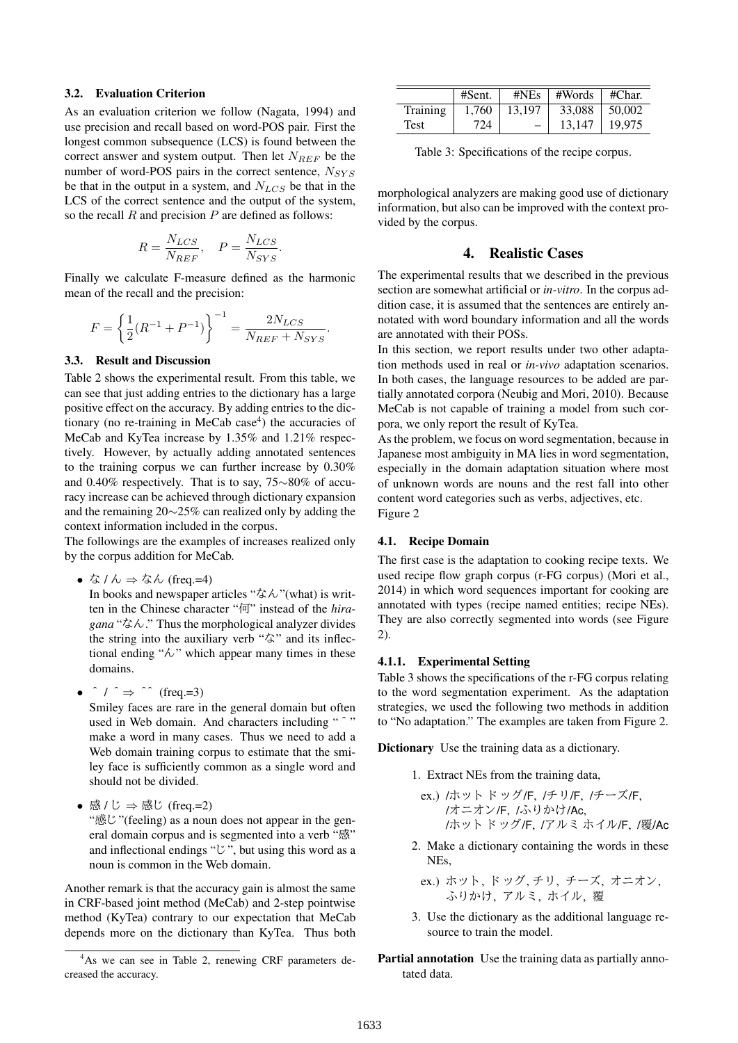### 3.2. Evaluation Criterion

As an evaluation criterion we follow (Nagata, 1994) and use precision and recall based on word-POS pair. First the longest common subsequence (LCS) is found between the correct answer and system output. Then let $N_{REF}$ be the number of word-POS pairs in the correct sentence, $N_{SYS}$ be that in the output in a system, and $N_{LCS}$ be that in the LCS of the correct sentence and the output of the system, so the recall $R$ and precision $P$ are defined as follows:

$$R = \frac{N_{LCS}}{N_{REF}}, \quad P = \frac{N_{LCS}}{N_{SYS}}.$$

Finally we calculate F-measure defined as the harmonic mean of the recall and the precision:

$$F = \left\{ \frac{1}{2}(R^{-1} + P^{-1}) \right\}^{-1} = \frac{2N_{LCS}}{N_{REF} + N_{SYS}}.$$

### 3.3. Result and Discussion

Table 2 shows the experimental result. From this table, we can see that just adding entries to the dictionary has a large positive effect on the accuracy. By adding entries to the dictionary (no re-training in MeCab case[4]) the accuracies of MeCab and KyTea increase by 1.35% and 1.21% respectively. However, by actually adding annotated sentences to the training corpus we can further increase by 0.30% and 0.40% respectively. That is to say, 75∼80% of accuracy increase can be achieved through dictionary expansion and the remaining 20∼25% can realized only by adding the context information included in the corpus.

The followings are the examples of increases realized only by the corpus addition for MeCab.

- な / ん ⇒ なん (freq.=4)
  In books and newspaper articles "なん"(what) is written in the Chinese character "何" instead of the *hiragana* "なん." Thus the morphological analyzer divides the string into the auxiliary verb "な" and its inflectional ending "ん" which appear many times in these domains.

- ˆ / ˆ ⇒ ˆˆ (freq.=3)
  Smiley faces are rare in the general domain but often used in Web domain. And characters including "ˆ" make a word in many cases. Thus we need to add a Web domain training corpus to estimate that the smiley face is sufficiently common as a single word and should not be divided.

- 感 / じ ⇒ 感じ (freq.=2)
  "感じ"(feeling) as a noun does not appear in the general domain corpus and is segmented into a verb "感" and inflectional endings "じ", but using this word as a noun is common in the Web domain.

Another remark is that the accuracy gain is almost the same in CRF-based joint method (MeCab) and 2-step pointwise method (KyTea) contrary to our expectation that MeCab depends more on the dictionary than KyTea. Thus both morphological analyzers are making good use of dictionary information, but also can be improved with the context provided by the corpus.

[4] As we can see in Table 2, renewing CRF parameters decreased the accuracy.

| | #Sent. | #NEs | #Words | #Char. |
|---|---|---|---|---|
| Training | 1,760 | 13,197 | 33,088 | 50,002 |
| Test | 724 | – | 13,147 | 19,975 |

Table 3: Specifications of the recipe corpus.

## 4. Realistic Cases

The experimental results that we described in the previous section are somewhat artificial or *in-vitro*. In the corpus addition case, it is assumed that the sentences are entirely annotated with word boundary information and all the words are annotated with their POSs.

In this section, we report results under two other adaptation methods used in real or *in-vivo* adaptation scenarios. In both cases, the language resources to be added are partially annotated corpora (Neubig and Mori, 2010). Because MeCab is not capable of training a model from such corpora, we only report the result of KyTea.

As the problem, we focus on word segmentation, because in Japanese most ambiguity in MA lies in word segmentation, especially in the domain adaptation situation where most of unknown words are nouns and the rest fall into other content word categories such as verbs, adjectives, etc.
Figure 2

### 4.1. Recipe Domain

The first case is the adaptation to cooking recipe texts. We used recipe flow graph corpus (r-FG corpus) (Mori et al., 2014) in which word sequences important for cooking are annotated with types (recipe named entities; recipe NEs). They are also correctly segmented into words (see Figure 2).

#### 4.1.1. Experimental Setting

Table 3 shows the specifications of the r-FG corpus relating to the word segmentation experiment. As the adaptation strategies, we used the following two methods in addition to "No adaptation." The examples are taken from Figure 2.

**Dictionary** Use the training data as a dictionary.

1. Extract NEs from the training data,
   ex.) /ホット ドッグ/F, /チリ/F, /チーズ/F, /オニオン/F, /ふりかけ/Ac, /ホット ドッグ/F, /アルミ ホイル/F, /覆/Ac
2. Make a dictionary containing the words in these NEs,
   ex.) ホット, ドッグ, チリ, チーズ, オニオン, ふりかけ, アルミ, ホイル, 覆
3. Use the dictionary as the additional language resource to train the model.

**Partial annotation** Use the training data as partially annotated data.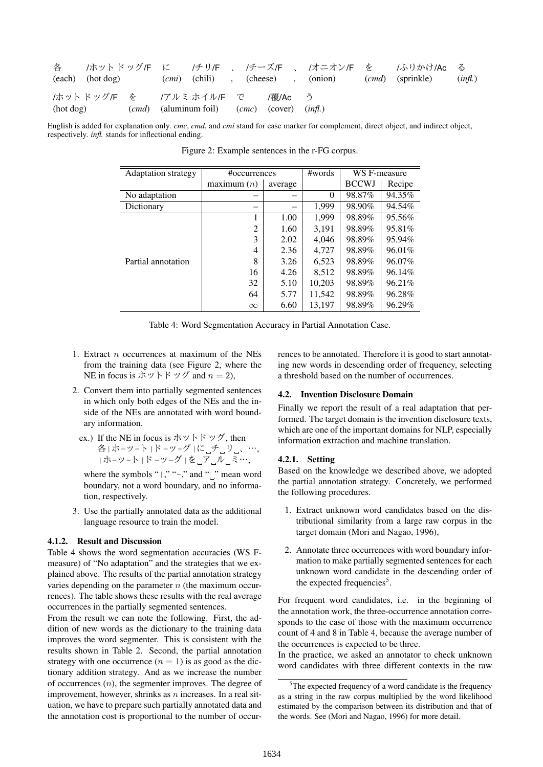| 各 | /ホットドッグ/F | に | /チリ/F | 、 | /チーズ/F | 、 | /オニオン/F | を | /ふりかけ/Ac | る |
|---|---|---|---|---|---|---|---|---|---|---|
| (each) | (hot dog) | | (*cmi*) | (chili) | , | (cheese) | , | (onion) | (*cmd*) (sprinkle) | (*infl.*) |

| /ホットドッグ/F | を | /アルミホイル/F | で | /覆/Ac | う |
|---|---|---|---|---|---|
| (hot dog) | (*cmd*) | (aluminum foil) | (*cmc*) | (cover) | (*infl.*) |

English is added for explanation only. *cmc*, *cmd*, and *cmi* stand for case marker for complement, direct object, and indirect object, respectively. *infl.* stands for inflectional ending.

Figure 2: Example sentences in the r-FG corpus.

| Adaptation strategy | #occurrences | | #words | WS F-measure | |
|---|---|---|---|---|---|
| | maximum ($n$) | average | | BCCWJ | Recipe |
| No adaptation | – | – | 0 | 98.87% | 94.35% |
| Dictionary | – | – | 1,999 | 98.90% | 94.54% |
| Partial annotation | 1 | 1.00 | 1,999 | 98.89% | 95.56% |
| | 2 | 1.60 | 3,191 | 98.89% | 95.81% |
| | 3 | 2.02 | 4,046 | 98.89% | 95.94% |
| | 4 | 2.36 | 4,727 | 98.89% | 96.01% |
| | 8 | 3.26 | 6,523 | 98.89% | 96.07% |
| | 16 | 4.26 | 8,512 | 98.89% | 96.14% |
| | 32 | 5.10 | 10,203 | 98.89% | 96.21% |
| | 64 | 5.77 | 11,542 | 98.89% | 96.28% |
| | $\infty$ | 6.60 | 13,197 | 98.89% | 96.29% |

Table 4: Word Segmentation Accuracy in Partial Annotation Case.

1. Extract $n$ occurrences at maximum of the NEs from the training data (see Figure 2, where the NE in focus is ホットドッグ and $n = 2$),
2. Convert them into partially segmented sentences in which only both edges of the NEs and the inside of the NEs are annotated with word boundary information.

   ex.) If the NE in focus is ホットドッグ, then
   各|ホ-ッ-ト|ド-ッ-グ|に␣チ␣リ␣、 ···,
   |ホ-ッ-ト|ド-ッ-グ|を␣ア␣ル␣ミ···,

   where the symbols "|," "-," and "␣" mean word boundary, not a word boundary, and no information, respectively.
3. Use the partially annotated data as the additional language resource to train the model.

#### 4.1.2. Result and Discussion

Table 4 shows the word segmentation accuracies (WS F-measure) of "No adaptation" and the strategies that we explained above. The results of the partial annotation strategy varies depending on the parameter $n$ (the maximum occurrences). The table shows these results with the real average occurrences in the partially segmented sentences.

From the result we can note the following. First, the addition of new words as the dictionary to the training data improves the word segmenter. This is consistent with the results shown in Table 2. Second, the partial annotation strategy with one occurrence ($n = 1$) is as good as the dictionary addition strategy. And as we increase the number of occurrences ($n$), the segmenter improves. The degree of improvement, however, shrinks as $n$ increases. In a real situation, we have to prepare such partially annotated data and the annotation cost is proportional to the number of occurrences to be annotated. Therefore it is good to start annotating new words in descending order of frequency, selecting a threshold based on the number of occurrences.

### 4.2. Invention Disclosure Domain

Finally we report the result of a real adaptation that performed. The target domain is the invention disclosure texts, which are one of the important domains for NLP, especially information extraction and machine translation.

#### 4.2.1. Setting

Based on the knowledge we described above, we adopted the partial annotation strategy. Concretely, we performed the following procedures.

1. Extract unknown word candidates based on the distributional similarity from a large raw corpus in the target domain (Mori and Nagao, 1996),
2. Annotate three occurrences with word boundary information to make partially segmented sentences for each unknown word candidate in the descending order of the expected frequencies[5].

For frequent word candidates, i.e. in the beginning of the annotation work, the three-occurrence annotation corresponds to the case of those with the maximum occurrence count of 4 and 8 in Table 4, because the average number of the occurrences is expected to be three.

In the practice, we asked an annotator to check unknown word candidates with three different contexts in the raw

[5] The expected frequency of a word candidate is the frequency as a string in the raw corpus multiplied by the word likelihood estimated by the comparison between its distribution and that of the words. See (Mori and Nagao, 1996) for more detail.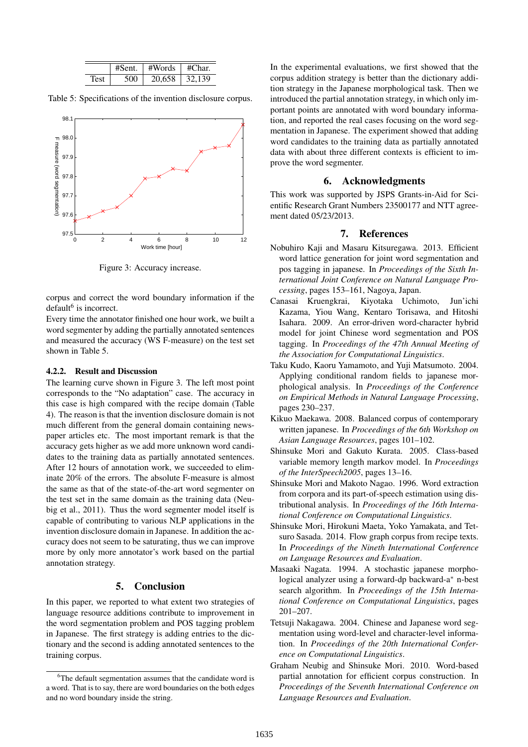|  | #Sent. | #Words | #Char. |
|---|---|---|---|
| Test | 500 | 20,658 | 32,139 |

Table 5: Specifications of the invention disclosure corpus.

Figure 3: Accuracy increase.

corpus and correct the word boundary information if the default[6] is incorrect.

Every time the annotator finished one hour work, we built a word segmenter by adding the partially annotated sentences and measured the accuracy (WS F-measure) on the test set shown in Table 5.

#### 4.2.2. Result and Discussion

The learning curve shown in Figure 3. The left most point corresponds to the "No adaptation" case. The accuracy in this case is high compared with the recipe domain (Table 4). The reason is that the invention disclosure domain is not much different from the general domain containing newspaper articles etc. The most important remark is that the accuracy gets higher as we add more unknown word candidates to the training data as partially annotated sentences. After 12 hours of annotation work, we succeeded to eliminate 20% of the errors. The absolute F-measure is almost the same as that of the state-of-the-art word segmenter on the test set in the same domain as the training data (Neubig et al., 2011). Thus the word segmenter model itself is capable of contributing to various NLP applications in the invention disclosure domain in Japanese. In addition the accuracy does not seem to be saturating, thus we can improve more by only more annotator's work based on the partial annotation strategy.

## 5. Conclusion

In this paper, we reported to what extent two strategies of language resource additions contribute to improvement in the word segmentation problem and POS tagging problem in Japanese. The first strategy is adding entries to the dictionary and the second is adding annotated sentences to the training corpus.

In the experimental evaluations, we first showed that the corpus addition strategy is better than the dictionary addition strategy in the Japanese morphological task. Then we introduced the partial annotation strategy, in which only important points are annotated with word boundary information, and reported the real cases focusing on the word segmentation in Japanese. The experiment showed that adding word candidates to the training data as partially annotated data with about three different contexts is efficient to improve the word segmenter.

## 6. Acknowledgments

This work was supported by JSPS Grants-in-Aid for Scientific Research Grant Numbers 23500177 and NTT agreement dated 05/23/2013.

## 7. References

Nobuhiro Kaji and Masaru Kitsuregawa. 2013. Efficient word lattice generation for joint word segmentation and pos tagging in japanese. In *Proceedings of the Sixth International Joint Conference on Natural Language Processing*, pages 153–161, Nagoya, Japan.

Canasai Kruengkrai, Kiyotaka Uchimoto, Jun'ichi Kazama, Yiou Wang, Kentaro Torisawa, and Hitoshi Isahara. 2009. An error-driven word-character hybrid model for joint Chinese word segmentation and POS tagging. In *Proceedings of the 47th Annual Meeting of the Association for Computational Linguistics*.

Taku Kudo, Kaoru Yamamoto, and Yuji Matsumoto. 2004. Applying conditional random fields to japanese morphological analysis. In *Proceedings of the Conference on Empirical Methods in Natural Language Processing*, pages 230–237.

Kikuo Maekawa. 2008. Balanced corpus of contemporary written japanese. In *Proceedings of the 6th Workshop on Asian Language Resources*, pages 101–102.

Shinsuke Mori and Gakuto Kurata. 2005. Class-based variable memory length markov model. In *Proceedings of the InterSpeech2005*, pages 13–16.

Shinsuke Mori and Makoto Nagao. 1996. Word extraction from corpora and its part-of-speech estimation using distributional analysis. In *Proceedings of the 16th International Conference on Computational Linguistics*.

Shinsuke Mori, Hirokuni Maeta, Yoko Yamakata, and Tetsuro Sasada. 2014. Flow graph corpus from recipe texts. In *Proceedings of the Nineth International Conference on Language Resources and Evaluation*.

Masaaki Nagata. 1994. A stochastic japanese morphological analyzer using a forward-dp backward-a* n-best search algorithm. In *Proceedings of the 15th International Conference on Computational Linguistics*, pages 201–207.

Tetsuji Nakagawa. 2004. Chinese and Japanese word segmentation using word-level and character-level information. In *Proceedings of the 20th International Conference on Computational Linguistics*.

Graham Neubig and Shinsuke Mori. 2010. Word-based partial annotation for efficient corpus construction. In *Proceedings of the Seventh International Conference on Language Resources and Evaluation*.

---

[6] The default segmentation assumes that the candidate word is a word. That is to say, there are word boundaries on the both edges and no word boundary inside the string.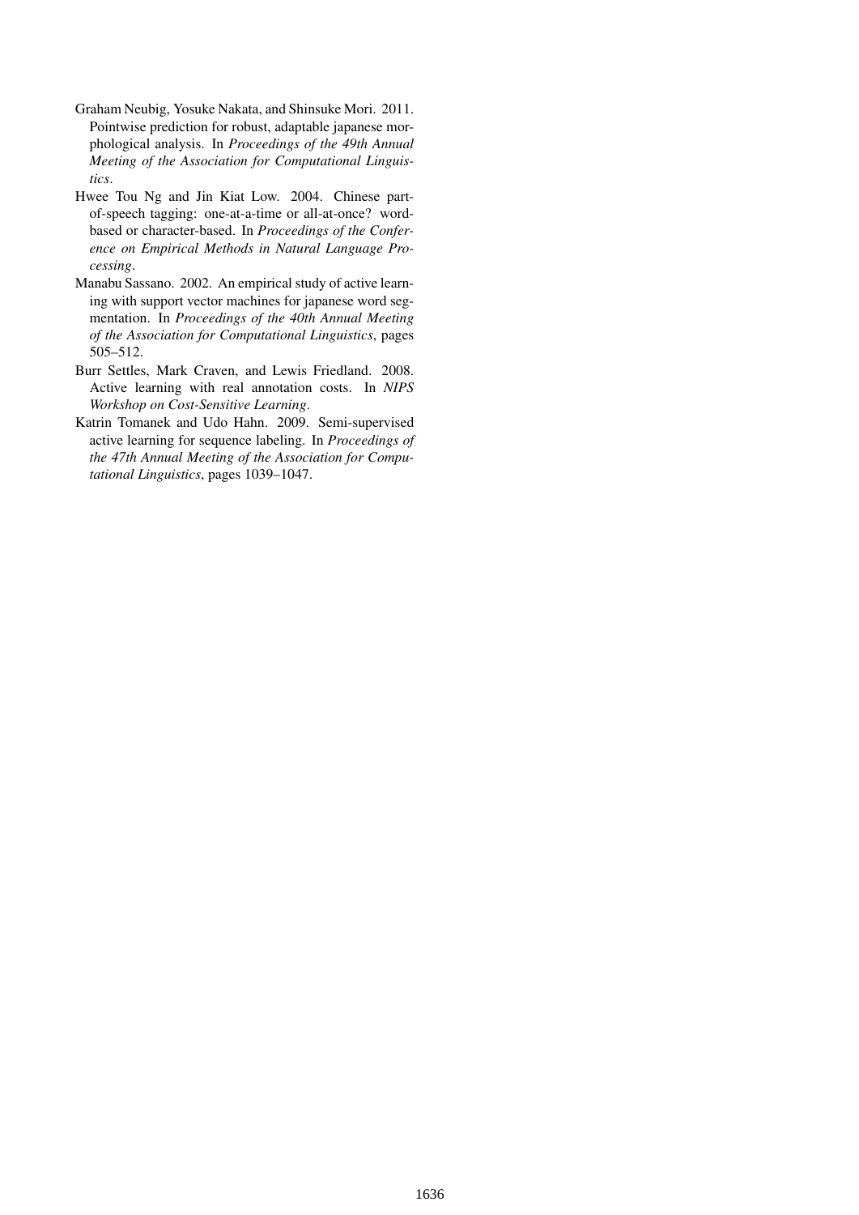Graham Neubig, Yosuke Nakata, and Shinsuke Mori. 2011. Pointwise prediction for robust, adaptable japanese morphological analysis. In *Proceedings of the 49th Annual Meeting of the Association for Computational Linguistics*.

Hwee Tou Ng and Jin Kiat Low. 2004. Chinese part-of-speech tagging: one-at-a-time or all-at-once? word-based or character-based. In *Proceedings of the Conference on Empirical Methods in Natural Language Processing*.

Manabu Sassano. 2002. An empirical study of active learning with support vector machines for japanese word segmentation. In *Proceedings of the 40th Annual Meeting of the Association for Computational Linguistics*, pages 505–512.

Burr Settles, Mark Craven, and Lewis Friedland. 2008. Active learning with real annotation costs. In *NIPS Workshop on Cost-Sensitive Learning*.

Katrin Tomanek and Udo Hahn. 2009. Semi-supervised active learning for sequence labeling. In *Proceedings of the 47th Annual Meeting of the Association for Computational Linguistics*, pages 1039–1047.